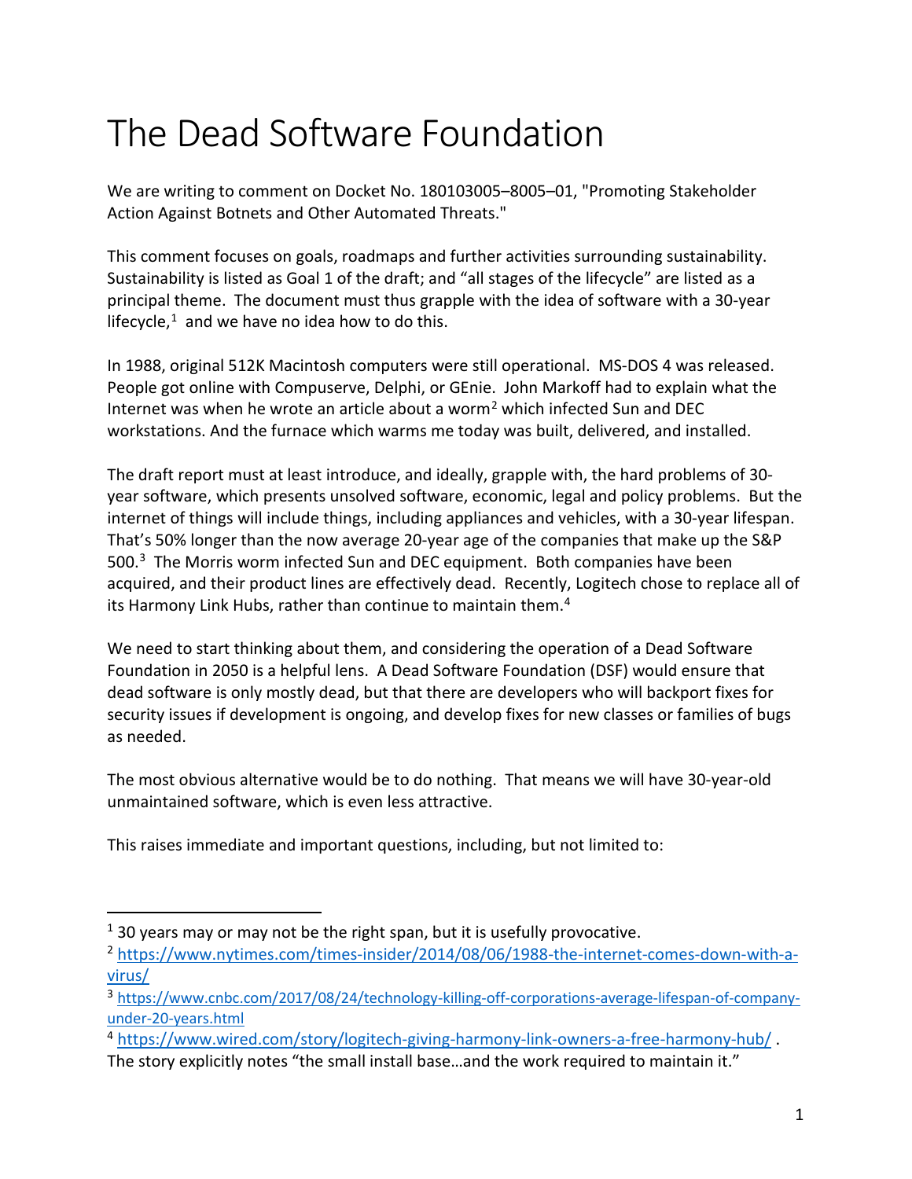# The Dead Software Foundation

We are writing to comment on Docket No. 180103005–8005–01, "Promoting Stakeholder Action Against Botnets and Other Automated Threats."

This comment focuses on goals, roadmaps and further activities surrounding sustainability. Sustainability is listed as Goal 1 of the draft; and "all stages of the lifecycle" are listed as a principal theme. The document must thus grapple with the idea of software with a 30-year lifecycle,[1] and we have no idea how to do this.

In 1988, original 512K Macintosh computers were still operational. MS-DOS 4 was released. People got online with Compuserve, Delphi, or GEnie. John Markoff had to explain what the Internet was when he wrote an article about a worm[2] which infected Sun and DEC workstations. And the furnace which warms me today was built, delivered, and installed.

The draft report must at least introduce, and ideally, grapple with, the hard problems of 30-year software, which presents unsolved software, economic, legal and policy problems. But the internet of things will include things, including appliances and vehicles, with a 30-year lifespan. That's 50% longer than the now average 20-year age of the companies that make up the S&P 500.[3] The Morris worm infected Sun and DEC equipment. Both companies have been acquired, and their product lines are effectively dead. Recently, Logitech chose to replace all of its Harmony Link Hubs, rather than continue to maintain them.[4]

We need to start thinking about them, and considering the operation of a Dead Software Foundation in 2050 is a helpful lens. A Dead Software Foundation (DSF) would ensure that dead software is only mostly dead, but that there are developers who will backport fixes for security issues if development is ongoing, and develop fixes for new classes or families of bugs as needed.

The most obvious alternative would be to do nothing. That means we will have 30-year-old unmaintained software, which is even less attractive.

This raises immediate and important questions, including, but not limited to:

---

[1] 30 years may or may not be the right span, but it is usefully provocative.

[2] https://www.nytimes.com/times-insider/2014/08/06/1988-the-internet-comes-down-with-a-virus/

[3] https://www.cnbc.com/2017/08/24/technology-killing-off-corporations-average-lifespan-of-company-under-20-years.html

[4] https://www.wired.com/story/logitech-giving-harmony-link-owners-a-free-harmony-hub/ . The story explicitly notes "the small install base…and the work required to maintain it."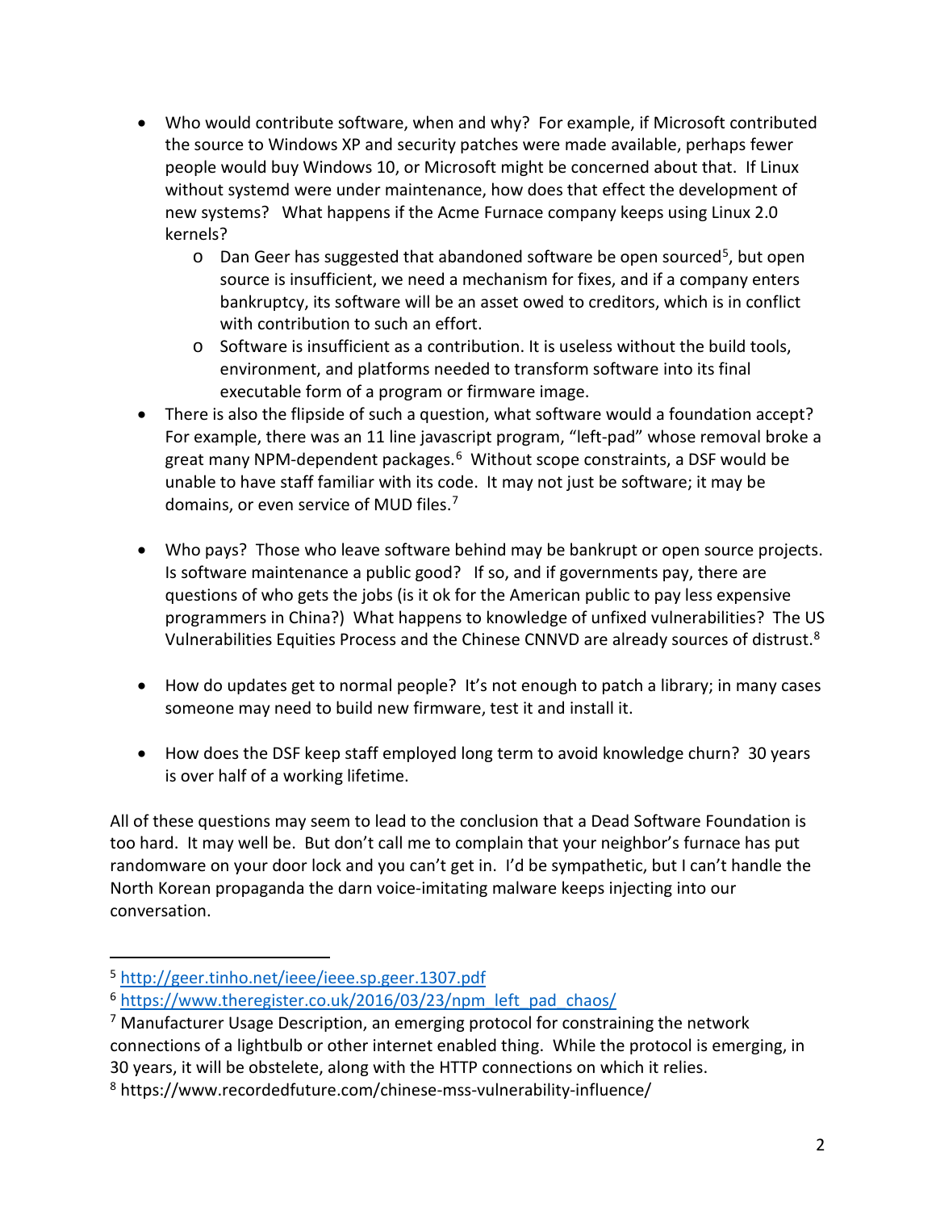- Who would contribute software, when and why? For example, if Microsoft contributed the source to Windows XP and security patches were made available, perhaps fewer people would buy Windows 10, or Microsoft might be concerned about that. If Linux without systemd were under maintenance, how does that effect the development of new systems? What happens if the Acme Furnace company keeps using Linux 2.0 kernels?
    - Dan Geer has suggested that abandoned software be open sourced[5], but open source is insufficient, we need a mechanism for fixes, and if a company enters bankruptcy, its software will be an asset owed to creditors, which is in conflict with contribution to such an effort.
    - Software is insufficient as a contribution. It is useless without the build tools, environment, and platforms needed to transform software into its final executable form of a program or firmware image.
- There is also the flipside of such a question, what software would a foundation accept? For example, there was an 11 line javascript program, "left-pad" whose removal broke a great many NPM-dependent packages.[6] Without scope constraints, a DSF would be unable to have staff familiar with its code. It may not just be software; it may be domains, or even service of MUD files.[7]

- Who pays? Those who leave software behind may be bankrupt or open source projects. Is software maintenance a public good? If so, and if governments pay, there are questions of who gets the jobs (is it ok for the American public to pay less expensive programmers in China?) What happens to knowledge of unfixed vulnerabilities? The US Vulnerabilities Equities Process and the Chinese CNNVD are already sources of distrust.[8]

- How do updates get to normal people? It's not enough to patch a library; in many cases someone may need to build new firmware, test it and install it.

- How does the DSF keep staff employed long term to avoid knowledge churn? 30 years is over half of a working lifetime.

All of these questions may seem to lead to the conclusion that a Dead Software Foundation is too hard. It may well be. But don't call me to complain that your neighbor's furnace has put randomware on your door lock and you can't get in. I'd be sympathetic, but I can't handle the North Korean propaganda the darn voice-imitating malware keeps injecting into our conversation.

---

[5] http://geer.tinho.net/ieee/ieee.sp.geer.1307.pdf

[6] https://www.theregister.co.uk/2016/03/23/npm_left_pad_chaos/

[7] Manufacturer Usage Description, an emerging protocol for constraining the network connections of a lightbulb or other internet enabled thing. While the protocol is emerging, in 30 years, it will be obstelete, along with the HTTP connections on which it relies.

[8] https://www.recordedfuture.com/chinese-mss-vulnerability-influence/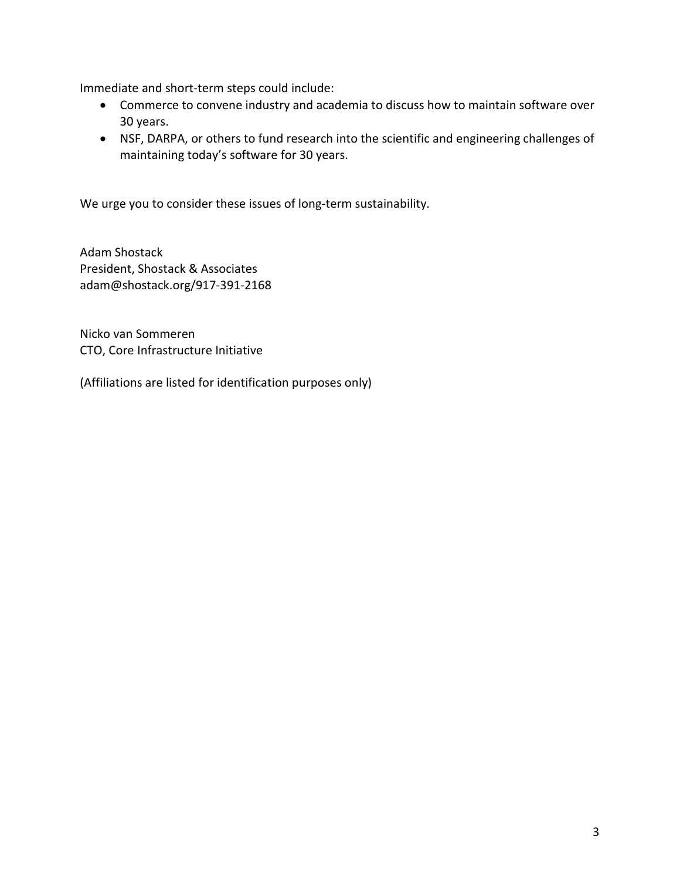Immediate and short-term steps could include:

- Commerce to convene industry and academia to discuss how to maintain software over 30 years.
- NSF, DARPA, or others to fund research into the scientific and engineering challenges of maintaining today's software for 30 years.

We urge you to consider these issues of long-term sustainability.

Adam Shostack
President, Shostack & Associates
adam@shostack.org/917-391-2168

Nicko van Sommeren
CTO, Core Infrastructure Initiative

(Affiliations are listed for identification purposes only)